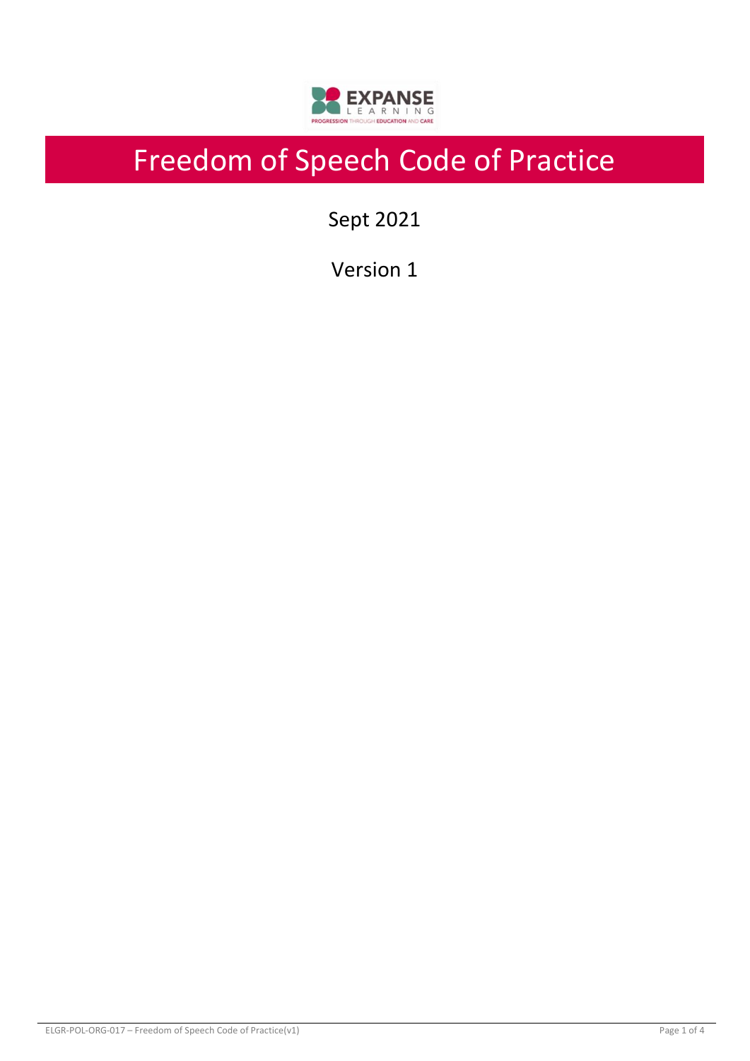# Freedom of Speech Code of Practice

Sept 2021

Version 1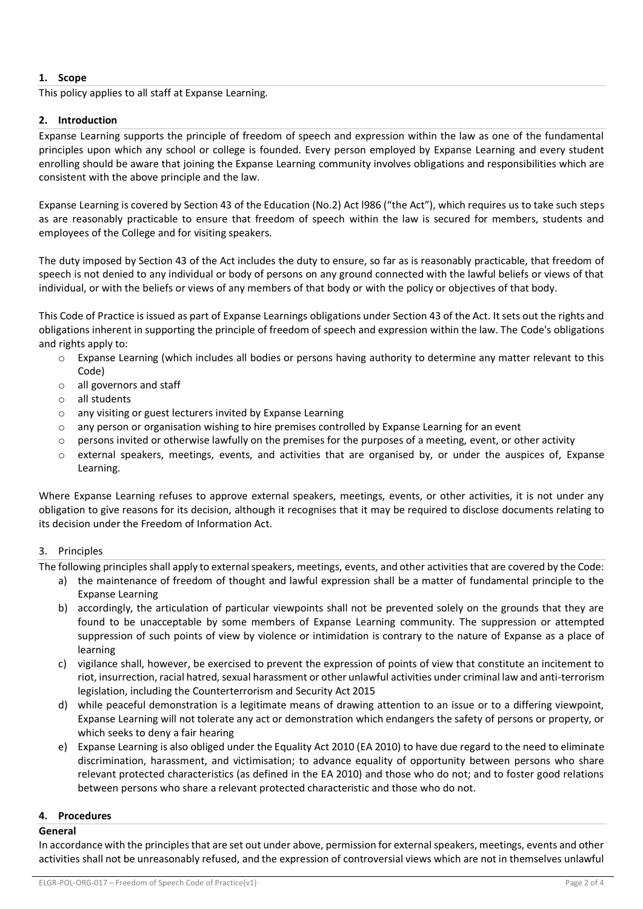## 1. Scope

This policy applies to all staff at Expanse Learning.

## 2. Introduction

Expanse Learning supports the principle of freedom of speech and expression within the law as one of the fundamental principles upon which any school or college is founded. Every person employed by Expanse Learning and every student enrolling should be aware that joining the Expanse Learning community involves obligations and responsibilities which are consistent with the above principle and the law.

Expanse Learning is covered by Section 43 of the Education (No.2) Act l986 ("the Act"), which requires us to take such steps as are reasonably practicable to ensure that freedom of speech within the law is secured for members, students and employees of the College and for visiting speakers.

The duty imposed by Section 43 of the Act includes the duty to ensure, so far as is reasonably practicable, that freedom of speech is not denied to any individual or body of persons on any ground connected with the lawful beliefs or views of that individual, or with the beliefs or views of any members of that body or with the policy or objectives of that body.

This Code of Practice is issued as part of Expanse Learnings obligations under Section 43 of the Act. It sets out the rights and obligations inherent in supporting the principle of freedom of speech and expression within the law. The Code's obligations and rights apply to:

- Expanse Learning (which includes all bodies or persons having authority to determine any matter relevant to this Code)
- all governors and staff
- all students
- any visiting or guest lecturers invited by Expanse Learning
- any person or organisation wishing to hire premises controlled by Expanse Learning for an event
- persons invited or otherwise lawfully on the premises for the purposes of a meeting, event, or other activity
- external speakers, meetings, events, and activities that are organised by, or under the auspices of, Expanse Learning.

Where Expanse Learning refuses to approve external speakers, meetings, events, or other activities, it is not under any obligation to give reasons for its decision, although it recognises that it may be required to disclose documents relating to its decision under the Freedom of Information Act.

## 3. Principles

The following principles shall apply to external speakers, meetings, events, and other activities that are covered by the Code:

a) the maintenance of freedom of thought and lawful expression shall be a matter of fundamental principle to the Expanse Learning

b) accordingly, the articulation of particular viewpoints shall not be prevented solely on the grounds that they are found to be unacceptable by some members of Expanse Learning community. The suppression or attempted suppression of such points of view by violence or intimidation is contrary to the nature of Expanse as a place of learning

c) vigilance shall, however, be exercised to prevent the expression of points of view that constitute an incitement to riot, insurrection, racial hatred, sexual harassment or other unlawful activities under criminal law and anti-terrorism legislation, including the Counterterrorism and Security Act 2015

d) while peaceful demonstration is a legitimate means of drawing attention to an issue or to a differing viewpoint, Expanse Learning will not tolerate any act or demonstration which endangers the safety of persons or property, or which seeks to deny a fair hearing

e) Expanse Learning is also obliged under the Equality Act 2010 (EA 2010) to have due regard to the need to eliminate discrimination, harassment, and victimisation; to advance equality of opportunity between persons who share relevant protected characteristics (as defined in the EA 2010) and those who do not; and to foster good relations between persons who share a relevant protected characteristic and those who do not.

## 4. Procedures

### General

In accordance with the principles that are set out under above, permission for external speakers, meetings, events and other activities shall not be unreasonably refused, and the expression of controversial views which are not in themselves unlawful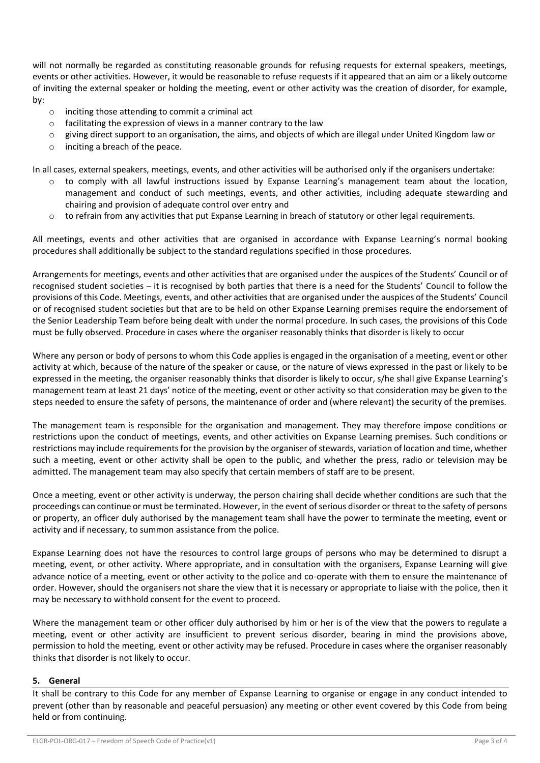will not normally be regarded as constituting reasonable grounds for refusing requests for external speakers, meetings, events or other activities. However, it would be reasonable to refuse requests if it appeared that an aim or a likely outcome of inviting the external speaker or holding the meeting, event or other activity was the creation of disorder, for example, by:

- inciting those attending to commit a criminal act
- facilitating the expression of views in a manner contrary to the law
- giving direct support to an organisation, the aims, and objects of which are illegal under United Kingdom law or
- inciting a breach of the peace.

In all cases, external speakers, meetings, events, and other activities will be authorised only if the organisers undertake:

- to comply with all lawful instructions issued by Expanse Learning's management team about the location, management and conduct of such meetings, events, and other activities, including adequate stewarding and chairing and provision of adequate control over entry and
- to refrain from any activities that put Expanse Learning in breach of statutory or other legal requirements.

All meetings, events and other activities that are organised in accordance with Expanse Learning's normal booking procedures shall additionally be subject to the standard regulations specified in those procedures.

Arrangements for meetings, events and other activities that are organised under the auspices of the Students' Council or of recognised student societies – it is recognised by both parties that there is a need for the Students' Council to follow the provisions of this Code. Meetings, events, and other activities that are organised under the auspices of the Students' Council or of recognised student societies but that are to be held on other Expanse Learning premises require the endorsement of the Senior Leadership Team before being dealt with under the normal procedure. In such cases, the provisions of this Code must be fully observed. Procedure in cases where the organiser reasonably thinks that disorder is likely to occur

Where any person or body of persons to whom this Code applies is engaged in the organisation of a meeting, event or other activity at which, because of the nature of the speaker or cause, or the nature of views expressed in the past or likely to be expressed in the meeting, the organiser reasonably thinks that disorder is likely to occur, s/he shall give Expanse Learning's management team at least 21 days' notice of the meeting, event or other activity so that consideration may be given to the steps needed to ensure the safety of persons, the maintenance of order and (where relevant) the security of the premises.

The management team is responsible for the organisation and management. They may therefore impose conditions or restrictions upon the conduct of meetings, events, and other activities on Expanse Learning premises. Such conditions or restrictions may include requirements for the provision by the organiser of stewards, variation of location and time, whether such a meeting, event or other activity shall be open to the public, and whether the press, radio or television may be admitted. The management team may also specify that certain members of staff are to be present.

Once a meeting, event or other activity is underway, the person chairing shall decide whether conditions are such that the proceedings can continue or must be terminated. However, in the event of serious disorder or threat to the safety of persons or property, an officer duly authorised by the management team shall have the power to terminate the meeting, event or activity and if necessary, to summon assistance from the police.

Expanse Learning does not have the resources to control large groups of persons who may be determined to disrupt a meeting, event, or other activity. Where appropriate, and in consultation with the organisers, Expanse Learning will give advance notice of a meeting, event or other activity to the police and co-operate with them to ensure the maintenance of order. However, should the organisers not share the view that it is necessary or appropriate to liaise with the police, then it may be necessary to withhold consent for the event to proceed.

Where the management team or other officer duly authorised by him or her is of the view that the powers to regulate a meeting, event or other activity are insufficient to prevent serious disorder, bearing in mind the provisions above, permission to hold the meeting, event or other activity may be refused. Procedure in cases where the organiser reasonably thinks that disorder is not likely to occur.

## 5. General

It shall be contrary to this Code for any member of Expanse Learning to organise or engage in any conduct intended to prevent (other than by reasonable and peaceful persuasion) any meeting or other event covered by this Code from being held or from continuing.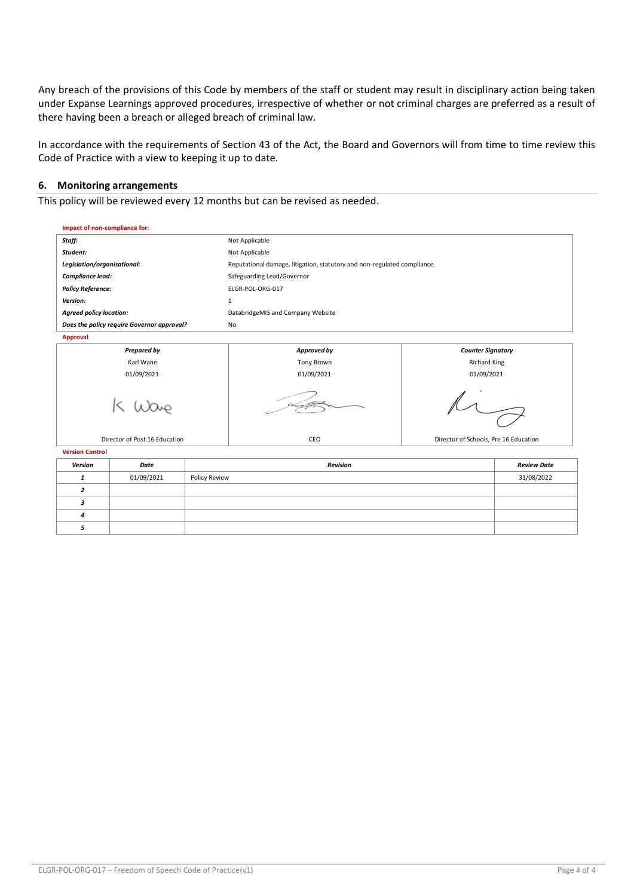Any breach of the provisions of this Code by members of the staff or student may result in disciplinary action being taken under Expanse Learnings approved procedures, irrespective of whether or not criminal charges are preferred as a result of there having been a breach or alleged breach of criminal law.

In accordance with the requirements of Section 43 of the Act, the Board and Governors will from time to time review this Code of Practice with a view to keeping it up to date.

## 6. Monitoring arrangements

This policy will be reviewed every 12 months but can be revised as needed.

**Impact of non-compliance for:**

| | |
|---|---|
| ***Staff:*** | Not Applicable |
| ***Student:*** | Not Applicable |
| ***Legislation/organisational:*** | Reputational damage, litigation, statutory and non-regulated compliance. |
| ***Compliance lead:*** | Safeguarding Lead/Governor |
| ***Policy Reference:*** | ELGR-POL-ORG-017 |
| ***Version:*** | 1 |
| ***Agreed policy location:*** | DatabridgeMIS and Company Website |
| ***Does the policy require Governor approval?*** | No |

**Approval**

| ***Prepared by*** | ***Approved by*** | ***Counter Signatory*** |
|---|---|---|
| Karl Wane | Tony Brown | Richard King |
| 01/09/2021 | 01/09/2021 | 01/09/2021 |
| K Wane | | |
| Director of Post 16 Education | CEO | Director of Schools, Pre 16 Education |

**Version Control**

| ***Version*** | ***Date*** | ***Revision*** | ***Review Date*** |
|---|---|---|---|
| ***1*** | 01/09/2021 | Policy Review | 31/08/2022 |
| ***2*** | | | |
| ***3*** | | | |
| ***4*** | | | |
| ***5*** | | | |